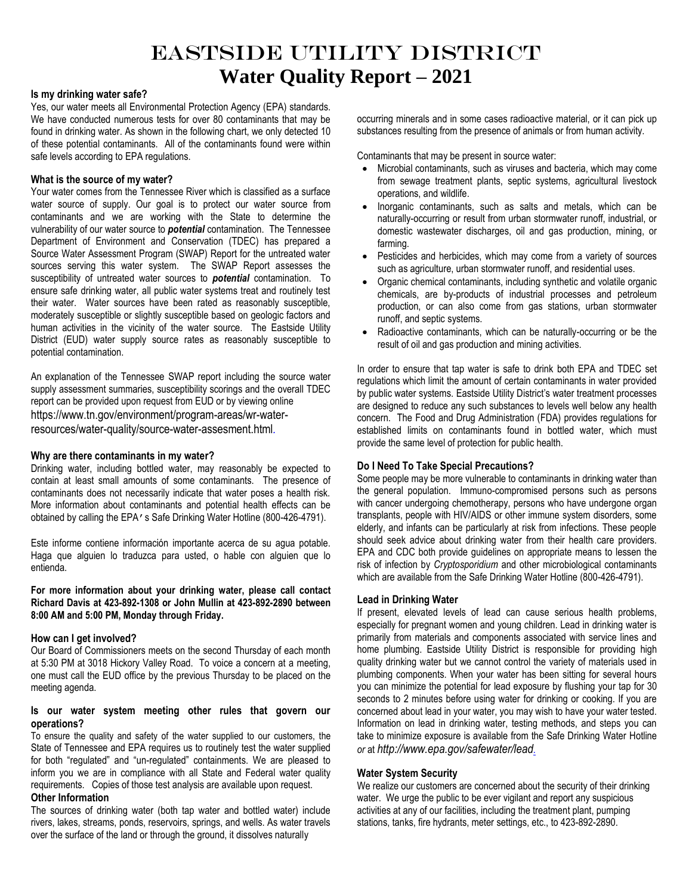# EASTSIDE UTILITY DISTRICT

## Water Quality Report – 2021

**Is my drinking water safe?**

Yes, our water meets all Environmental Protection Agency (EPA) standards. We have conducted numerous tests for over 80 contaminants that may be found in drinking water. As shown in the following chart, we only detected 10 of these potential contaminants. All of the contaminants found were within safe levels according to EPA regulations.

**What is the source of my water?**

Your water comes from the Tennessee River which is classified as a surface water source of supply. Our goal is to protect our water source from contaminants and we are working with the State to determine the vulnerability of our water source to ***potential*** contamination. The Tennessee Department of Environment and Conservation (TDEC) has prepared a Source Water Assessment Program (SWAP) Report for the untreated water sources serving this water system. The SWAP Report assesses the susceptibility of untreated water sources to ***potential*** contamination. To ensure safe drinking water, all public water systems treat and routinely test their water. Water sources have been rated as reasonably susceptible, moderately susceptible or slightly susceptible based on geologic factors and human activities in the vicinity of the water source. The Eastside Utility District (EUD) water supply source rates as reasonably susceptible to potential contamination.

An explanation of the Tennessee SWAP report including the source water supply assessment summaries, susceptibility scorings and the overall TDEC report can be provided upon request from EUD or by viewing online https://www.tn.gov/environment/program-areas/wr-water-resources/water-quality/source-water-assesment.html.

**Why are there contaminants in my water?**

Drinking water, including bottled water, may reasonably be expected to contain at least small amounts of some contaminants. The presence of contaminants does not necessarily indicate that water poses a health risk. More information about contaminants and potential health effects can be obtained by calling the EPA's Safe Drinking Water Hotline (800-426-4791).

Este informe contiene información importante acerca de su agua potable. Haga que alguien lo traduzca para usted, o hable con alguien que lo entienda.

**For more information about your drinking water, please call contact Richard Davis at 423-892-1308 or John Mullin at 423-892-2890 between 8:00 AM and 5:00 PM, Monday through Friday.**

**How can I get involved?**

Our Board of Commissioners meets on the second Thursday of each month at 5:30 PM at 3018 Hickory Valley Road. To voice a concern at a meeting, one must call the EUD office by the previous Thursday to be placed on the meeting agenda.

**Is our water system meeting other rules that govern our operations?**

To ensure the quality and safety of the water supplied to our customers, the State of Tennessee and EPA requires us to routinely test the water supplied for both "regulated" and "un-regulated" containments. We are pleased to inform you we are in compliance with all State and Federal water quality requirements. Copies of those test analysis are available upon request.

**Other Information**

The sources of drinking water (both tap water and bottled water) include rivers, lakes, streams, ponds, reservoirs, springs, and wells. As water travels over the surface of the land or through the ground, it dissolves naturally occurring minerals and in some cases radioactive material, or it can pick up substances resulting from the presence of animals or from human activity.

Contaminants that may be present in source water:

- Microbial contaminants, such as viruses and bacteria, which may come from sewage treatment plants, septic systems, agricultural livestock operations, and wildlife.
- Inorganic contaminants, such as salts and metals, which can be naturally-occurring or result from urban stormwater runoff, industrial, or domestic wastewater discharges, oil and gas production, mining, or farming.
- Pesticides and herbicides, which may come from a variety of sources such as agriculture, urban stormwater runoff, and residential uses.
- Organic chemical contaminants, including synthetic and volatile organic chemicals, are by-products of industrial processes and petroleum production, or can also come from gas stations, urban stormwater runoff, and septic systems.
- Radioactive contaminants, which can be naturally-occurring or be the result of oil and gas production and mining activities.

In order to ensure that tap water is safe to drink both EPA and TDEC set regulations which limit the amount of certain contaminants in water provided by public water systems. Eastside Utility District's water treatment processes are designed to reduce any such substances to levels well below any health concern. The Food and Drug Administration (FDA) provides regulations for established limits on contaminants found in bottled water, which must provide the same level of protection for public health.

**Do I Need To Take Special Precautions?**

Some people may be more vulnerable to contaminants in drinking water than the general population. Immuno-compromised persons such as persons with cancer undergoing chemotherapy, persons who have undergone organ transplants, people with HIV/AIDS or other immune system disorders, some elderly, and infants can be particularly at risk from infections. These people should seek advice about drinking water from their health care providers. EPA and CDC both provide guidelines on appropriate means to lessen the risk of infection by *Cryptosporidium* and other microbiological contaminants which are available from the Safe Drinking Water Hotline (800-426-4791).

**Lead in Drinking Water**

If present, elevated levels of lead can cause serious health problems, especially for pregnant women and young children. Lead in drinking water is primarily from materials and components associated with service lines and home plumbing. Eastside Utility District is responsible for providing high quality drinking water but we cannot control the variety of materials used in plumbing components. When your water has been sitting for several hours you can minimize the potential for lead exposure by flushing your tap for 30 seconds to 2 minutes before using water for drinking or cooking. If you are concerned about lead in your water, you may wish to have your water tested. Information on lead in drinking water, testing methods, and steps you can take to minimize exposure is available from the Safe Drinking Water Hotline *or* at *http://www.epa.gov/safewater/lead.*

**Water System Security**

We realize our customers are concerned about the security of their drinking water. We urge the public to be ever vigilant and report any suspicious activities at any of our facilities, including the treatment plant, pumping stations, tanks, fire hydrants, meter settings, etc., to 423-892-2890.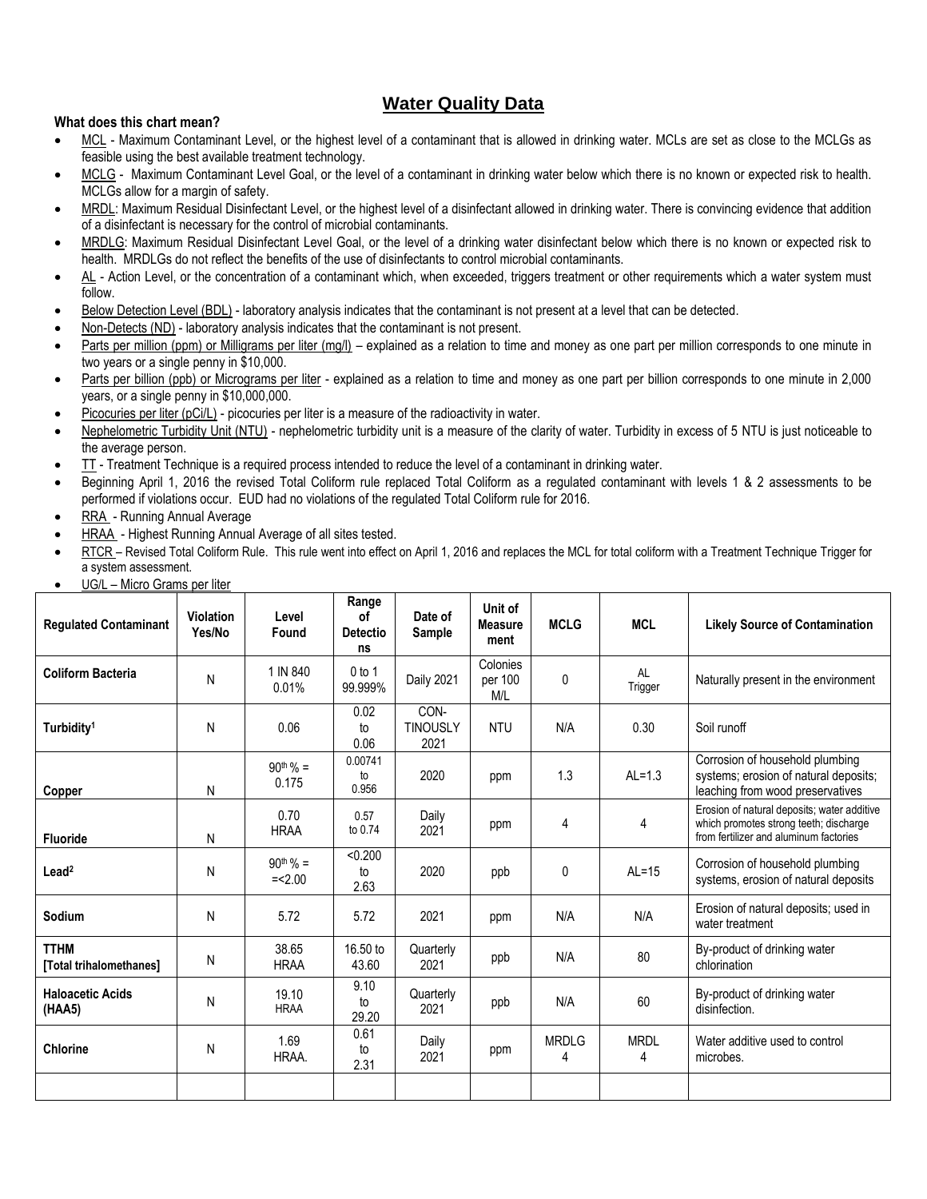## Water Quality Data

**What does this chart mean?**

- MCL - Maximum Contaminant Level, or the highest level of a contaminant that is allowed in drinking water. MCLs are set as close to the MCLGs as feasible using the best available treatment technology.
- MCLG - Maximum Contaminant Level Goal, or the level of a contaminant in drinking water below which there is no known or expected risk to health. MCLGs allow for a margin of safety.
- MRDL: Maximum Residual Disinfectant Level, or the highest level of a disinfectant allowed in drinking water. There is convincing evidence that addition of a disinfectant is necessary for the control of microbial contaminants.
- MRDLG: Maximum Residual Disinfectant Level Goal, or the level of a drinking water disinfectant below which there is no known or expected risk to health. MRDLGs do not reflect the benefits of the use of disinfectants to control microbial contaminants.
- AL - Action Level, or the concentration of a contaminant which, when exceeded, triggers treatment or other requirements which a water system must follow.
- Below Detection Level (BDL) - laboratory analysis indicates that the contaminant is not present at a level that can be detected.
- Non-Detects (ND) - laboratory analysis indicates that the contaminant is not present.
- Parts per million (ppm) or Milligrams per liter (mg/l) – explained as a relation to time and money as one part per million corresponds to one minute in two years or a single penny in $10,000.
- Parts per billion (ppb) or Micrograms per liter - explained as a relation to time and money as one part per billion corresponds to one minute in 2,000 years, or a single penny in $10,000,000.
- Picocuries per liter (pCi/L) - picocuries per liter is a measure of the radioactivity in water.
- Nephelometric Turbidity Unit (NTU) - nephelometric turbidity unit is a measure of the clarity of water. Turbidity in excess of 5 NTU is just noticeable to the average person.
- TT - Treatment Technique is a required process intended to reduce the level of a contaminant in drinking water.
- Beginning April 1, 2016 the revised Total Coliform rule replaced Total Coliform as a regulated contaminant with levels 1 & 2 assessments to be performed if violations occur. EUD had no violations of the regulated Total Coliform rule for 2016.
- RRA - Running Annual Average
- HRAA - Highest Running Annual Average of all sites tested.
- RTCR – Revised Total Coliform Rule. This rule went into effect on April 1, 2016 and replaces the MCL for total coliform with a Treatment Technique Trigger for a system assessment.
- UG/L – Micro Grams per liter

| Regulated Contaminant | Violation Yes/No | Level Found | Range of Detections | Date of Sample | Unit of Measurement | MCLG | MCL | Likely Source of Contamination |
|---|---|---|---|---|---|---|---|---|
| **Coliform Bacteria** | N | 1 IN 840 0.01% | 0 to 1 99.999% | Daily 2021 | Colonies per 100 M/L | 0 | AL Trigger | Naturally present in the environment |
| **Turbidity**[1] | N | 0.06 | 0.02 to 0.06 | CON-TINOUSLY 2021 | NTU | N/A | 0.30 | Soil runoff |
| **Copper** | N | 90th % = 0.175 | 0.00741 to 0.956 | 2020 | ppm | 1.3 | AL=1.3 | Corrosion of household plumbing systems; erosion of natural deposits; leaching from wood preservatives |
| **Fluoride** | N | 0.70 HRAA | 0.57 to 0.74 | Daily 2021 | ppm | 4 | 4 | Erosion of natural deposits; water additive which promotes strong teeth; discharge from fertilizer and aluminum factories |
| **Lead**[2] | N | 90th % = =<2.00 | <0.200 to 2.63 | 2020 | ppb | 0 | AL=15 | Corrosion of household plumbing systems, erosion of natural deposits |
| **Sodium** | N | 5.72 | 5.72 | 2021 | ppm | N/A | N/A | Erosion of natural deposits; used in water treatment |
| **TTHM [Total trihalomethanes]** | N | 38.65 HRAA | 16.50 to 43.60 | Quarterly 2021 | ppb | N/A | 80 | By-product of drinking water chlorination |
| **Haloacetic Acids (HAA5)** | N | 19.10 HRAA | 9.10 to 29.20 | Quarterly 2021 | ppb | N/A | 60 | By-product of drinking water disinfection. |
| **Chlorine** | N | 1.69 HRAA. | 0.61 to 2.31 | Daily 2021 | ppm | MRDLG 4 | MRDL 4 | Water additive used to control microbes. |
| | | | | | | | | |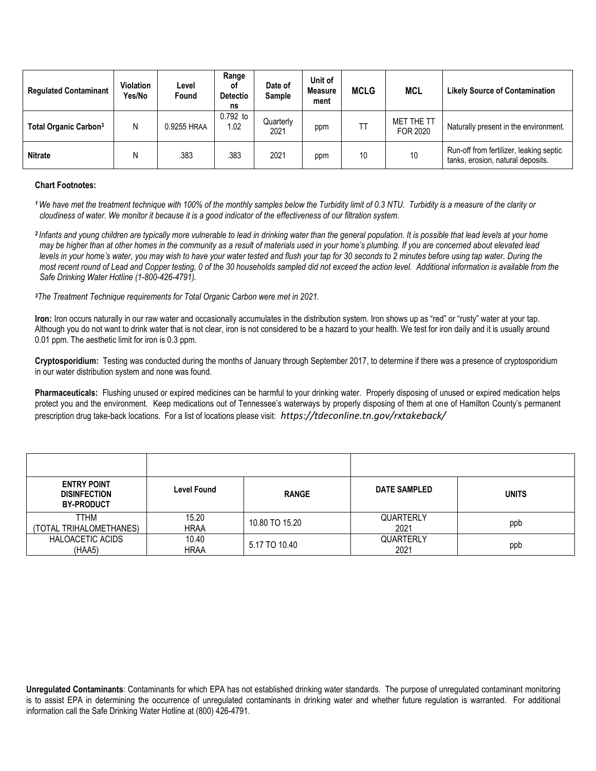| Regulated Contaminant | Violation Yes/No | Level Found | Range of Detections | Date of Sample | Unit of Measurement | MCLG | MCL | Likely Source of Contamination |
|---|---|---|---|---|---|---|---|---|
| Total Organic Carbon[3] | N | 0.9255 HRAA | 0.792 to 1.02 | Quarterly 2021 | ppm | TT | MET THE TT FOR 2020 | Naturally present in the environment. |
| Nitrate | N | .383 | .383 | 2021 | ppm | 10 | 10 | Run-off from fertilizer, leaking septic tanks, erosion, natural deposits. |

**Chart Footnotes:**

*[1] We have met the treatment technique with 100% of the monthly samples below the Turbidity limit of 0.3 NTU. Turbidity is a measure of the clarity or cloudiness of water. We monitor it because it is a good indicator of the effectiveness of our filtration system.*

*[2] Infants and young children are typically more vulnerable to lead in drinking water than the general population. It is possible that lead levels at your home may be higher than at other homes in the community as a result of materials used in your home's plumbing. If you are concerned about elevated lead levels in your home's water, you may wish to have your water tested and flush your tap for 30 seconds to 2 minutes before using tap water. During the most recent round of Lead and Copper testing, 0 of the 30 households sampled did not exceed the action level. Additional information is available from the Safe Drinking Water Hotline (1-800-426-4791).*

*[3] The Treatment Technique requirements for Total Organic Carbon were met in 2021.*

**Iron:** Iron occurs naturally in our raw water and occasionally accumulates in the distribution system. Iron shows up as "red" or "rusty" water at your tap. Although you do not want to drink water that is not clear, iron is not considered to be a hazard to your health. We test for iron daily and it is usually around 0.01 ppm. The aesthetic limit for iron is 0.3 ppm.

**Cryptosporidium:** Testing was conducted during the months of January through September 2017, to determine if there was a presence of cryptosporidium in our water distribution system and none was found.

**Pharmaceuticals:** Flushing unused or expired medicines can be harmful to your drinking water. Properly disposing of unused or expired medication helps protect you and the environment. Keep medications out of Tennessee's waterways by properly disposing of them at one of Hamilton County's permanent prescription drug take-back locations. For a list of locations please visit: *https://tdeconline.tn.gov/rxtakeback/*

| | | | | |
|---|---|---|---|---|
| **ENTRY POINT DISINFECTION BY-PRODUCT** | **Level Found** | **RANGE** | **DATE SAMPLED** | **UNITS** |
| TTHM (TOTAL TRIHALOMETHANES) | 15.20 HRAA | 10.80 TO 15.20 | QUARTERLY 2021 | ppb |
| HALOACETIC ACIDS (HAA5) | 10.40 HRAA | 5.17 TO 10.40 | QUARTERLY 2021 | ppb |

**Unregulated Contaminants**: Contaminants for which EPA has not established drinking water standards. The purpose of unregulated contaminant monitoring is to assist EPA in determining the occurrence of unregulated contaminants in drinking water and whether future regulation is warranted. For additional information call the Safe Drinking Water Hotline at (800) 426-4791.